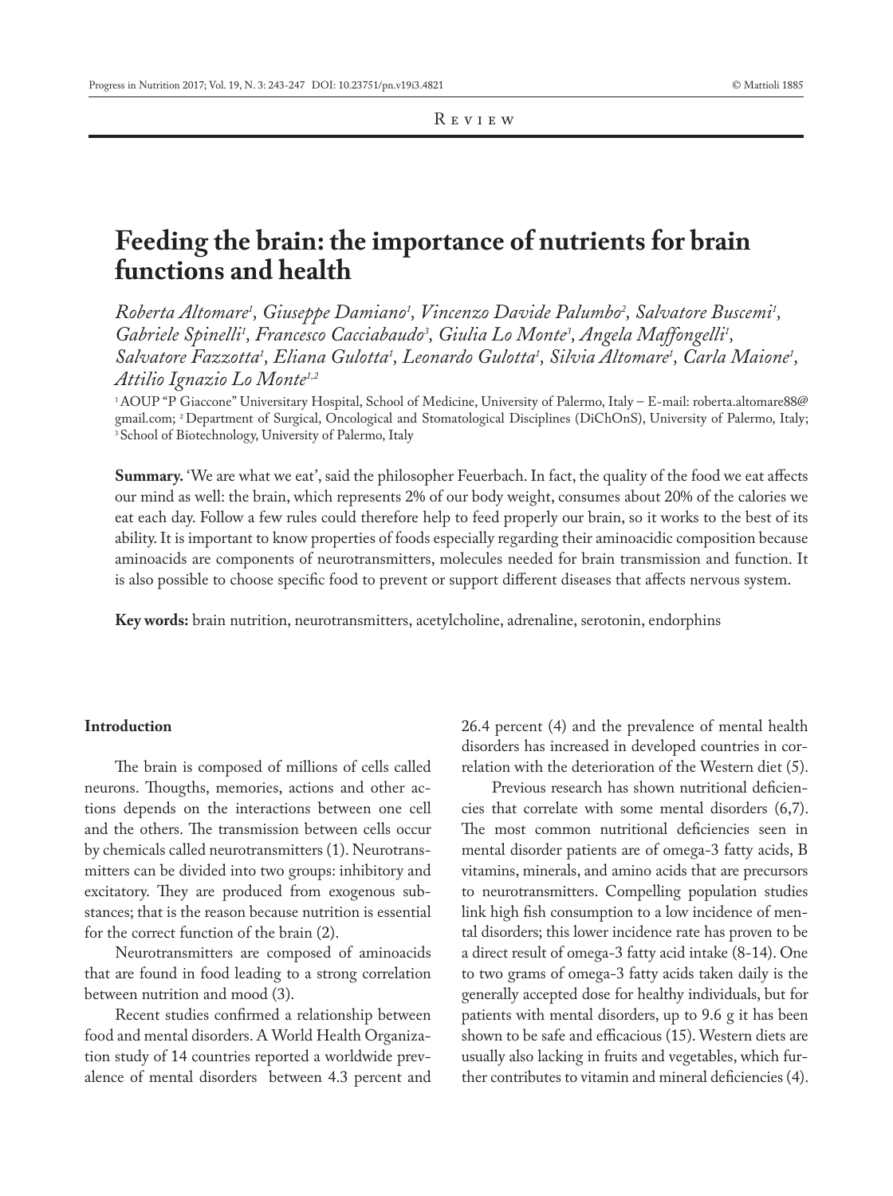Review

# Feeding the brain: the importance of nutrients for brain functions and health

*Roberta Altomare[1], Giuseppe Damiano[1], Vincenzo Davide Palumbo[2], Salvatore Buscemi[1], Gabriele Spinelli[1], Francesco Cacciabaudo[3], Giulia Lo Monte[3], Angela Maffongelli[1], Salvatore Fazzotta[1], Eliana Gulotta[1], Leonardo Gulotta[1], Silvia Altomare[1], Carla Maione[1], Attilio Ignazio Lo Monte[1,2]*

[1] AOUP "P Giaccone" Universitary Hospital, School of Medicine, University of Palermo, Italy – E-mail: roberta.altomare88@gmail.com; [2] Department of Surgical, Oncological and Stomatological Disciplines (DiChOnS), University of Palermo, Italy; [3] School of Biotechnology, University of Palermo, Italy

**Summary.** 'We are what we eat', said the philosopher Feuerbach. In fact, the quality of the food we eat affects our mind as well: the brain, which represents 2% of our body weight, consumes about 20% of the calories we eat each day. Follow a few rules could therefore help to feed properly our brain, so it works to the best of its ability. It is important to know properties of foods especially regarding their aminoacidic composition because aminoacids are components of neurotransmitters, molecules needed for brain transmission and function. It is also possible to choose specific food to prevent or support different diseases that affects nervous system.

**Key words:** brain nutrition, neurotransmitters, acetylcholine, adrenaline, serotonin, endorphins

## Introduction

The brain is composed of millions of cells called neurons. Thougths, memories, actions and other actions depends on the interactions between one cell and the others. The transmission between cells occur by chemicals called neurotransmitters (1). Neurotransmitters can be divided into two groups: inhibitory and excitatory. They are produced from exogenous substances; that is the reason because nutrition is essential for the correct function of the brain (2).

Neurotransmitters are composed of aminoacids that are found in food leading to a strong correlation between nutrition and mood (3).

Recent studies confirmed a relationship between food and mental disorders. A World Health Organization study of 14 countries reported a worldwide prevalence of mental disorders between 4.3 percent and 26.4 percent (4) and the prevalence of mental health disorders has increased in developed countries in correlation with the deterioration of the Western diet (5).

Previous research has shown nutritional deficiencies that correlate with some mental disorders (6,7). The most common nutritional deficiencies seen in mental disorder patients are of omega-3 fatty acids, B vitamins, minerals, and amino acids that are precursors to neurotransmitters. Compelling population studies link high fish consumption to a low incidence of mental disorders; this lower incidence rate has proven to be a direct result of omega-3 fatty acid intake (8-14). One to two grams of omega-3 fatty acids taken daily is the generally accepted dose for healthy individuals, but for patients with mental disorders, up to 9.6 g it has been shown to be safe and efficacious (15). Western diets are usually also lacking in fruits and vegetables, which further contributes to vitamin and mineral deficiencies (4).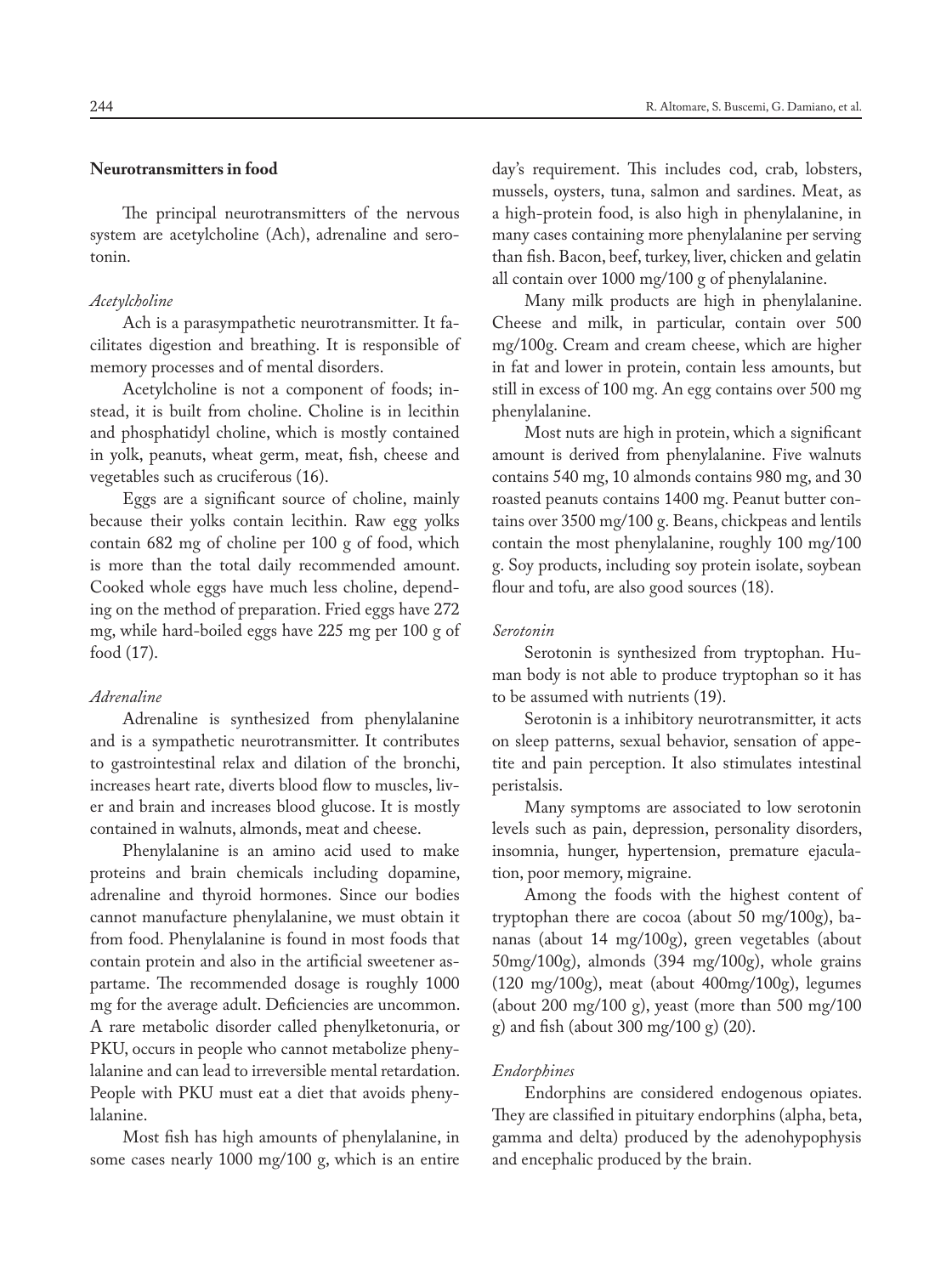## Neurotransmitters in food

The principal neurotransmitters of the nervous system are acetylcholine (Ach), adrenaline and serotonin.

### *Acetylcholine*

Ach is a parasympathetic neurotransmitter. It facilitates digestion and breathing. It is responsible of memory processes and of mental disorders.

Acetylcholine is not a component of foods; instead, it is built from choline. Choline is in lecithin and phosphatidyl choline, which is mostly contained in yolk, peanuts, wheat germ, meat, fish, cheese and vegetables such as cruciferous (16).

Eggs are a significant source of choline, mainly because their yolks contain lecithin. Raw egg yolks contain 682 mg of choline per 100 g of food, which is more than the total daily recommended amount. Cooked whole eggs have much less choline, depending on the method of preparation. Fried eggs have 272 mg, while hard-boiled eggs have 225 mg per 100 g of food (17).

### *Adrenaline*

Adrenaline is synthesized from phenylalanine and is a sympathetic neurotransmitter. It contributes to gastrointestinal relax and dilation of the bronchi, increases heart rate, diverts blood flow to muscles, liver and brain and increases blood glucose. It is mostly contained in walnuts, almonds, meat and cheese.

Phenylalanine is an amino acid used to make proteins and brain chemicals including dopamine, adrenaline and thyroid hormones. Since our bodies cannot manufacture phenylalanine, we must obtain it from food. Phenylalanine is found in most foods that contain protein and also in the artificial sweetener aspartame. The recommended dosage is roughly 1000 mg for the average adult. Deficiencies are uncommon. A rare metabolic disorder called phenylketonuria, or PKU, occurs in people who cannot metabolize phenylalanine and can lead to irreversible mental retardation. People with PKU must eat a diet that avoids phenylalanine.

Most fish has high amounts of phenylalanine, in some cases nearly 1000 mg/100 g, which is an entire day's requirement. This includes cod, crab, lobsters, mussels, oysters, tuna, salmon and sardines. Meat, as a high-protein food, is also high in phenylalanine, in many cases containing more phenylalanine per serving than fish. Bacon, beef, turkey, liver, chicken and gelatin all contain over 1000 mg/100 g of phenylalanine.

Many milk products are high in phenylalanine. Cheese and milk, in particular, contain over 500 mg/100g. Cream and cream cheese, which are higher in fat and lower in protein, contain less amounts, but still in excess of 100 mg. An egg contains over 500 mg phenylalanine.

Most nuts are high in protein, which a significant amount is derived from phenylalanine. Five walnuts contains 540 mg, 10 almonds contains 980 mg, and 30 roasted peanuts contains 1400 mg. Peanut butter contains over 3500 mg/100 g. Beans, chickpeas and lentils contain the most phenylalanine, roughly 100 mg/100 g. Soy products, including soy protein isolate, soybean flour and tofu, are also good sources (18).

### *Serotonin*

Serotonin is synthesized from tryptophan. Human body is not able to produce tryptophan so it has to be assumed with nutrients (19).

Serotonin is a inhibitory neurotransmitter, it acts on sleep patterns, sexual behavior, sensation of appetite and pain perception. It also stimulates intestinal peristalsis.

Many symptoms are associated to low serotonin levels such as pain, depression, personality disorders, insomnia, hunger, hypertension, premature ejaculation, poor memory, migraine.

Among the foods with the highest content of tryptophan there are cocoa (about 50 mg/100g), bananas (about 14 mg/100g), green vegetables (about 50mg/100g), almonds (394 mg/100g), whole grains (120 mg/100g), meat (about 400mg/100g), legumes (about 200 mg/100 g), yeast (more than 500 mg/100 g) and fish (about 300 mg/100 g) (20).

### *Endorphines*

Endorphins are considered endogenous opiates. They are classified in pituitary endorphins (alpha, beta, gamma and delta) produced by the adenohypophysis and encephalic produced by the brain.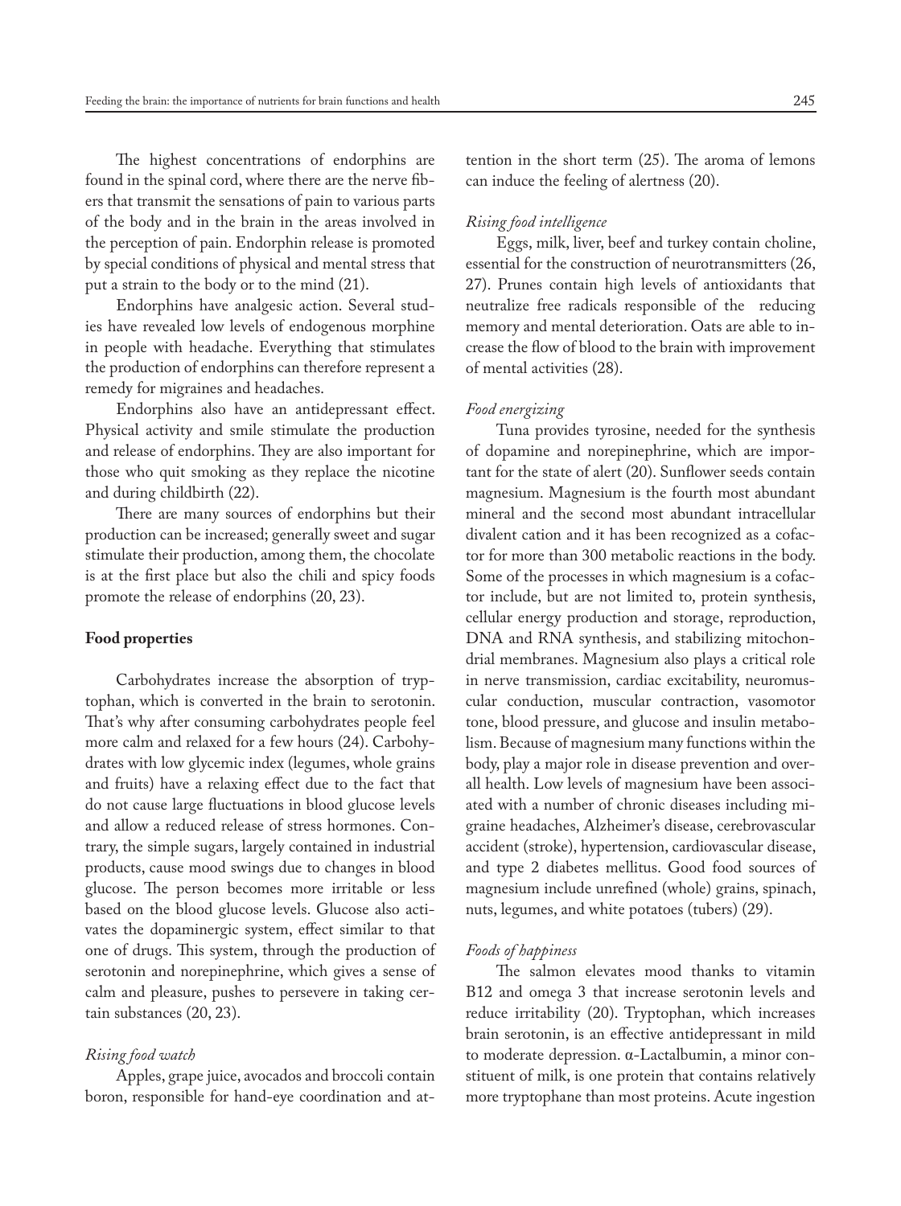The highest concentrations of endorphins are found in the spinal cord, where there are the nerve fibers that transmit the sensations of pain to various parts of the body and in the brain in the areas involved in the perception of pain. Endorphin release is promoted by special conditions of physical and mental stress that put a strain to the body or to the mind (21).

Endorphins have analgesic action. Several studies have revealed low levels of endogenous morphine in people with headache. Everything that stimulates the production of endorphins can therefore represent a remedy for migraines and headaches.

Endorphins also have an antidepressant effect. Physical activity and smile stimulate the production and release of endorphins. They are also important for those who quit smoking as they replace the nicotine and during childbirth (22).

There are many sources of endorphins but their production can be increased; generally sweet and sugar stimulate their production, among them, the chocolate is at the first place but also the chili and spicy foods promote the release of endorphins (20, 23).

## Food properties

Carbohydrates increase the absorption of tryptophan, which is converted in the brain to serotonin. That's why after consuming carbohydrates people feel more calm and relaxed for a few hours (24). Carbohydrates with low glycemic index (legumes, whole grains and fruits) have a relaxing effect due to the fact that do not cause large fluctuations in blood glucose levels and allow a reduced release of stress hormones. Contrary, the simple sugars, largely contained in industrial products, cause mood swings due to changes in blood glucose. The person becomes more irritable or less based on the blood glucose levels. Glucose also activates the dopaminergic system, effect similar to that one of drugs. This system, through the production of serotonin and norepinephrine, which gives a sense of calm and pleasure, pushes to persevere in taking certain substances (20, 23).

### *Rising food watch*

Apples, grape juice, avocados and broccoli contain boron, responsible for hand-eye coordination and attention in the short term (25). The aroma of lemons can induce the feeling of alertness (20).

### *Rising food intelligence*

Eggs, milk, liver, beef and turkey contain choline, essential for the construction of neurotransmitters (26, 27). Prunes contain high levels of antioxidants that neutralize free radicals responsible of the reducing memory and mental deterioration. Oats are able to increase the flow of blood to the brain with improvement of mental activities (28).

### *Food energizing*

Tuna provides tyrosine, needed for the synthesis of dopamine and norepinephrine, which are important for the state of alert (20). Sunflower seeds contain magnesium. Magnesium is the fourth most abundant mineral and the second most abundant intracellular divalent cation and it has been recognized as a cofactor for more than 300 metabolic reactions in the body. Some of the processes in which magnesium is a cofactor include, but are not limited to, protein synthesis, cellular energy production and storage, reproduction, DNA and RNA synthesis, and stabilizing mitochondrial membranes. Magnesium also plays a critical role in nerve transmission, cardiac excitability, neuromuscular conduction, muscular contraction, vasomotor tone, blood pressure, and glucose and insulin metabolism. Because of magnesium many functions within the body, play a major role in disease prevention and overall health. Low levels of magnesium have been associated with a number of chronic diseases including migraine headaches, Alzheimer's disease, cerebrovascular accident (stroke), hypertension, cardiovascular disease, and type 2 diabetes mellitus. Good food sources of magnesium include unrefined (whole) grains, spinach, nuts, legumes, and white potatoes (tubers) (29).

### *Foods of happiness*

The salmon elevates mood thanks to vitamin B12 and omega 3 that increase serotonin levels and reduce irritability (20). Tryptophan, which increases brain serotonin, is an effective antidepressant in mild to moderate depression. α-Lactalbumin, a minor constituent of milk, is one protein that contains relatively more tryptophane than most proteins. Acute ingestion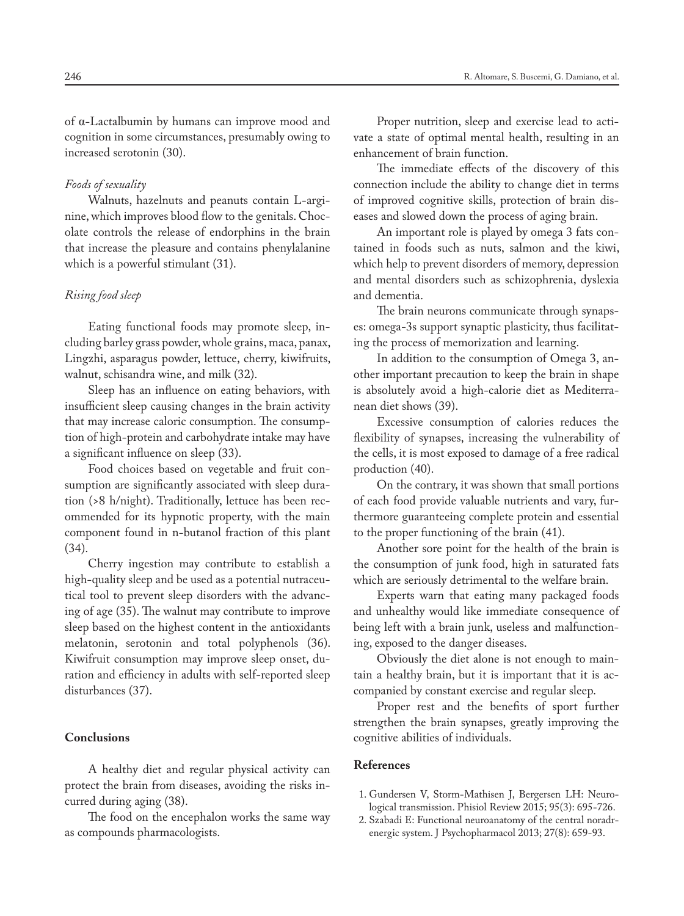of α-Lactalbumin by humans can improve mood and cognition in some circumstances, presumably owing to increased serotonin (30).

*Foods of sexuality*

Walnuts, hazelnuts and peanuts contain L-arginine, which improves blood flow to the genitals. Chocolate controls the release of endorphins in the brain that increase the pleasure and contains phenylalanine which is a powerful stimulant (31).

*Rising food sleep*

Eating functional foods may promote sleep, including barley grass powder, whole grains, maca, panax, Lingzhi, asparagus powder, lettuce, cherry, kiwifruits, walnut, schisandra wine, and milk (32).

Sleep has an influence on eating behaviors, with insufficient sleep causing changes in the brain activity that may increase caloric consumption. The consumption of high-protein and carbohydrate intake may have a significant influence on sleep (33).

Food choices based on vegetable and fruit consumption are significantly associated with sleep duration (>8 h/night). Traditionally, lettuce has been recommended for its hypnotic property, with the main component found in n-butanol fraction of this plant (34).

Cherry ingestion may contribute to establish a high-quality sleep and be used as a potential nutraceutical tool to prevent sleep disorders with the advancing of age (35). The walnut may contribute to improve sleep based on the highest content in the antioxidants melatonin, serotonin and total polyphenols (36). Kiwifruit consumption may improve sleep onset, duration and efficiency in adults with self-reported sleep disturbances (37).

## Conclusions

A healthy diet and regular physical activity can protect the brain from diseases, avoiding the risks incurred during aging (38).

The food on the encephalon works the same way as compounds pharmacologists.

Proper nutrition, sleep and exercise lead to activate a state of optimal mental health, resulting in an enhancement of brain function.

The immediate effects of the discovery of this connection include the ability to change diet in terms of improved cognitive skills, protection of brain diseases and slowed down the process of aging brain.

An important role is played by omega 3 fats contained in foods such as nuts, salmon and the kiwi, which help to prevent disorders of memory, depression and mental disorders such as schizophrenia, dyslexia and dementia.

The brain neurons communicate through synapses: omega-3s support synaptic plasticity, thus facilitating the process of memorization and learning.

In addition to the consumption of Omega 3, another important precaution to keep the brain in shape is absolutely avoid a high-calorie diet as Mediterranean diet shows (39).

Excessive consumption of calories reduces the flexibility of synapses, increasing the vulnerability of the cells, it is most exposed to damage of a free radical production (40).

On the contrary, it was shown that small portions of each food provide valuable nutrients and vary, furthermore guaranteeing complete protein and essential to the proper functioning of the brain (41).

Another sore point for the health of the brain is the consumption of junk food, high in saturated fats which are seriously detrimental to the welfare brain.

Experts warn that eating many packaged foods and unhealthy would like immediate consequence of being left with a brain junk, useless and malfunctioning, exposed to the danger diseases.

Obviously the diet alone is not enough to maintain a healthy brain, but it is important that it is accompanied by constant exercise and regular sleep.

Proper rest and the benefits of sport further strengthen the brain synapses, greatly improving the cognitive abilities of individuals.

## References

1. Gundersen V, Storm-Mathisen J, Bergersen LH: Neurological transmission. Phisiol Review 2015; 95(3): 695-726.
2. Szabadi E: Functional neuroanatomy of the central noradrenergic system. J Psychopharmacol 2013; 27(8): 659-93.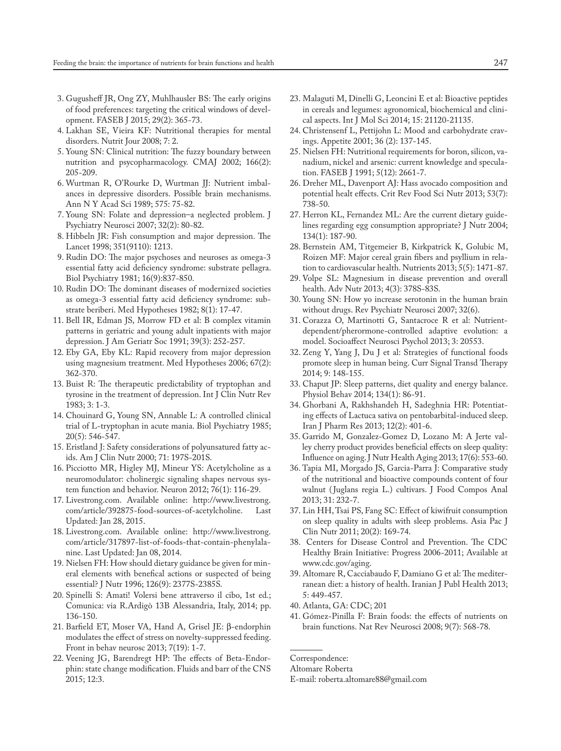3. Gugusheff JR, Ong ZY, Muhlhausler BS: The early origins of food preferences: targeting the critical windows of development. FASEB J 2015; 29(2): 365-73.
4. Lakhan SE, Vieira KF: Nutritional therapies for mental disorders. Nutrit Jour 2008; 7: 2.
5. Young SN: Clinical nutrition: The fuzzy boundary between nutrition and psycopharmacology. CMAJ 2002; 166(2): 205-209.
6. Wurtman R, O'Rourke D, Wurtman JJ: Nutrient imbalances in depressive disorders. Possible brain mechanisms. Ann N Y Acad Sci 1989; 575: 75-82.
7. Young SN: Folate and depression–a neglected problem. J Psychiatry Neurosci 2007; 32(2): 80-82.
8. Hibbeln JR: Fish consumption and major depression. The Lancet 1998; 351(9110): 1213.
9. Rudin DO: The major psychoses and neuroses as omega-3 essential fatty acid deficiency syndrome: substrate pellagra. Biol Psychiatry 1981; 16(9):837-850.
10. Rudin DO: The dominant diseases of modernized societies as omega-3 essential fatty acid deficiency syndrome: substrate beriberi. Med Hypotheses 1982; 8(1): 17-47.
11. Bell IR, Edman JS, Morrow FD et al: B complex vitamin patterns in geriatric and young adult inpatients with major depression. J Am Geriatr Soc 1991; 39(3): 252-257.
12. Eby GA, Eby KL: Rapid recovery from major depression using magnesium treatment. Med Hypotheses 2006; 67(2): 362-370.
13. Buist R: The therapeutic predictability of tryptophan and tyrosine in the treatment of depression. Int J Clin Nutr Rev 1983; 3: 1-3.
14. Chouinard G, Young SN, Annable L: A controlled clinical trial of L-tryptophan in acute mania. Biol Psychiatry 1985; 20(5): 546-547.
15. Eristland J: Safety considerations of polyunsatured fatty acids. Am J Clin Nutr 2000; 71: 197S-201S.
16. Picciotto MR, Higley MJ, Mineur YS: Acetylcholine as a neuromodulator: cholinergic signaling shapes nervous system function and behavior. Neuron 2012; 76(1): 116-29.
17. Livestrong.com. Available online: http://www.livestrong.com/article/392875-food-sources-of-acetylcholine. Last Updated: Jan 28, 2015.
18. Livestrong.com. Available online: http://www.livestrong.com/article/317897-list-of-foods-that-contain-phenylalanine. Last Updated: Jan 08, 2014.
19. Nielsen FH: How should dietary guidance be given for mineral elements with benefical actions or suspected of being essential? J Nutr 1996; 126(9): 2377S-2385S.
20. Spinelli S: Amati! Volersi bene attraverso il cibo, 1st ed.; Comunica: via R.Ardigò 13B Alessandria, Italy, 2014; pp. 136-150.
21. Barfield ET, Moser VA, Hand A, Grisel JE: β-endorphin modulates the effect of stress on novelty-suppressed feeding. Front in behav neurosc 2013; 7(19): 1-7.
22. Veening JG, Barendregt HP: The effects of Beta-Endorphin: state change modification. Fluids and barr of the CNS 2015; 12:3.
23. Malaguti M, Dinelli G, Leoncini E et al: Bioactive peptides in cereals and legumes: agronomical, biochemical and clinical aspects. Int J Mol Sci 2014; 15: 21120-21135.
24. Christensenf L, Pettijohn L: Mood and carbohydrate cravings. Appetite 2001; 36 (2): 137-145.
25. Nielsen FH: Nutritional requirements for boron, silicon, vanadium, nickel and arsenic: current knowledge and speculation. FASEB J 1991; 5(12): 2661-7.
26. Dreher ML, Davenport AJ: Hass avocado composition and potential healt effects. Crit Rev Food Sci Nutr 2013; 53(7): 738-50.
27. Herron KL, Fernandez ML: Are the current dietary guidelines regarding egg consumption appropriate? J Nutr 2004; 134(1): 187-90.
28. Bernstein AM, Titgemeier B, Kirkpatrick K, Golubic M, Roizen MF: Major cereal grain fibers and psyllium in relation to cardiovascular health. Nutrients 2013; 5(5): 1471-87.
29. Volpe SL: Magnesium in disease prevention and overall health. Adv Nutr 2013; 4(3): 378S-83S.
30. Young SN: How yo increase serotonin in the human brain without drugs. Rev Psychiatr Neurosci 2007; 32(6).
31. Corazza O, Martinotti G, Santacroce R et al: Nutrient-dependent/pherormone-controlled adaptive evolution: a model. Socioaffect Neurosci Psychol 2013; 3: 20553.
32. Zeng Y, Yang J, Du J et al: Strategies of functional foods promote sleep in human being. Curr Signal Transd Therapy 2014; 9: 148-155.
33. Chaput JP: Sleep patterns, diet quality and energy balance. Physiol Behav 2014; 134(1): 86-91.
34. Ghorbani A, Rakhshandeh H, Sadeghnia HR: Potentiating effects of Lactuca sativa on pentobarbital-induced sleep. Iran J Pharm Res 2013; 12(2): 401-6.
35. Garrido M, Gonzalez-Gomez D, Lozano M: A Jerte valley cherry product provides beneficial effects on sleep quality: Influence on aging. J Nutr Health Aging 2013; 17(6): 553-60.
36. Tapia MI, Morgado JS, Garcia-Parra J: Comparative study of the nutritional and bioactive compounds content of four walnut (Juglans regia L.) cultivars. J Food Compos Anal 2013; 31: 232-7.
37. Lin HH, Tsai PS, Fang SC: Effect of kiwifruit consumption on sleep quality in adults with sleep problems. Asia Pac J Clin Nutr 2011; 20(2): 169-74.
38. Centers for Disease Control and Prevention. The CDC Healthy Brain Initiative: Progress 2006-2011; Available at www.cdc.gov/aging.
39. Altomare R, Cacciabaudo F, Damiano G et al: The mediterranean diet: a history of health. Iranian J Publ Health 2013; 5: 449-457.
40. Atlanta, GA: CDC; 201
41. Gómez-Pinilla F: Brain foods: the effects of nutrients on brain functions. Nat Rev Neurosci 2008; 9(7): 568-78.

Correspondence:
Altomare Roberta
E-mail: roberta.altomare88@gmail.com